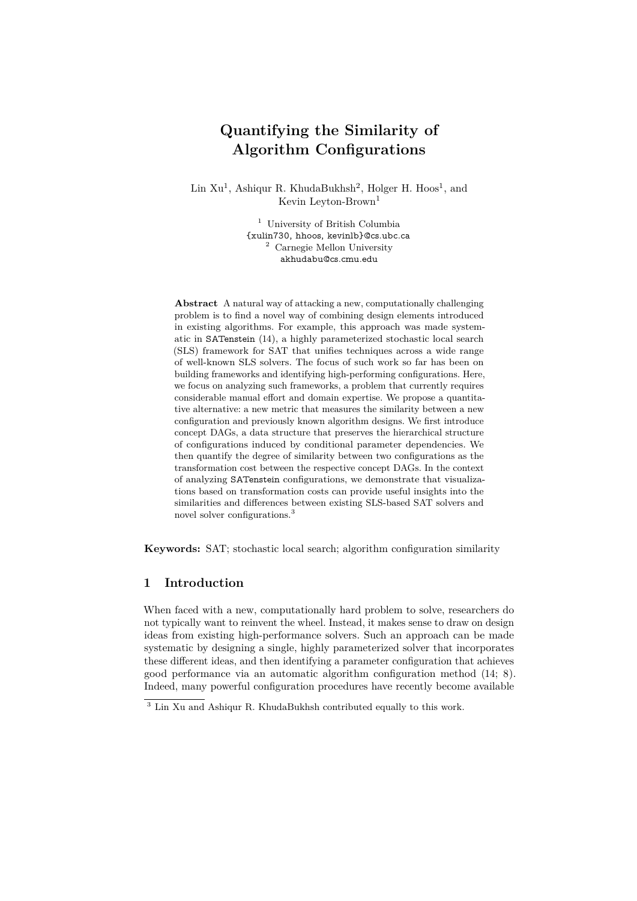# Quantifying the Similarity of Algorithm Configurations

Lin Xu[1], Ashiqur R. KhudaBukhsh[2], Holger H. Hoos[1], and Kevin Leyton-Brown[1]

[1] University of British Columbia
{xulin730, hhoos, kevinlb}@cs.ubc.ca
[2] Carnegie Mellon University
akhudabu@cs.cmu.edu

**Abstract** A natural way of attacking a new, computationally challenging problem is to find a novel way of combining design elements introduced in existing algorithms. For example, this approach was made systematic in SATenstein (14), a highly parameterized stochastic local search (SLS) framework for SAT that unifies techniques across a wide range of well-known SLS solvers. The focus of such work so far has been on building frameworks and identifying high-performing configurations. Here, we focus on analyzing such frameworks, a problem that currently requires considerable manual effort and domain expertise. We propose a quantitative alternative: a new metric that measures the similarity between a new configuration and previously known algorithm designs. We first introduce concept DAGs, a data structure that preserves the hierarchical structure of configurations induced by conditional parameter dependencies. We then quantify the degree of similarity between two configurations as the transformation cost between the respective concept DAGs. In the context of analyzing SATenstein configurations, we demonstrate that visualizations based on transformation costs can provide useful insights into the similarities and differences between existing SLS-based SAT solvers and novel solver configurations.[3]

**Keywords:** SAT; stochastic local search; algorithm configuration similarity

## 1 Introduction

When faced with a new, computationally hard problem to solve, researchers do not typically want to reinvent the wheel. Instead, it makes sense to draw on design ideas from existing high-performance solvers. Such an approach can be made systematic by designing a single, highly parameterized solver that incorporates these different ideas, and then identifying a parameter configuration that achieves good performance via an automatic algorithm configuration method (14; 8). Indeed, many powerful configuration procedures have recently become available

[3] Lin Xu and Ashiqur R. KhudaBukhsh contributed equally to this work.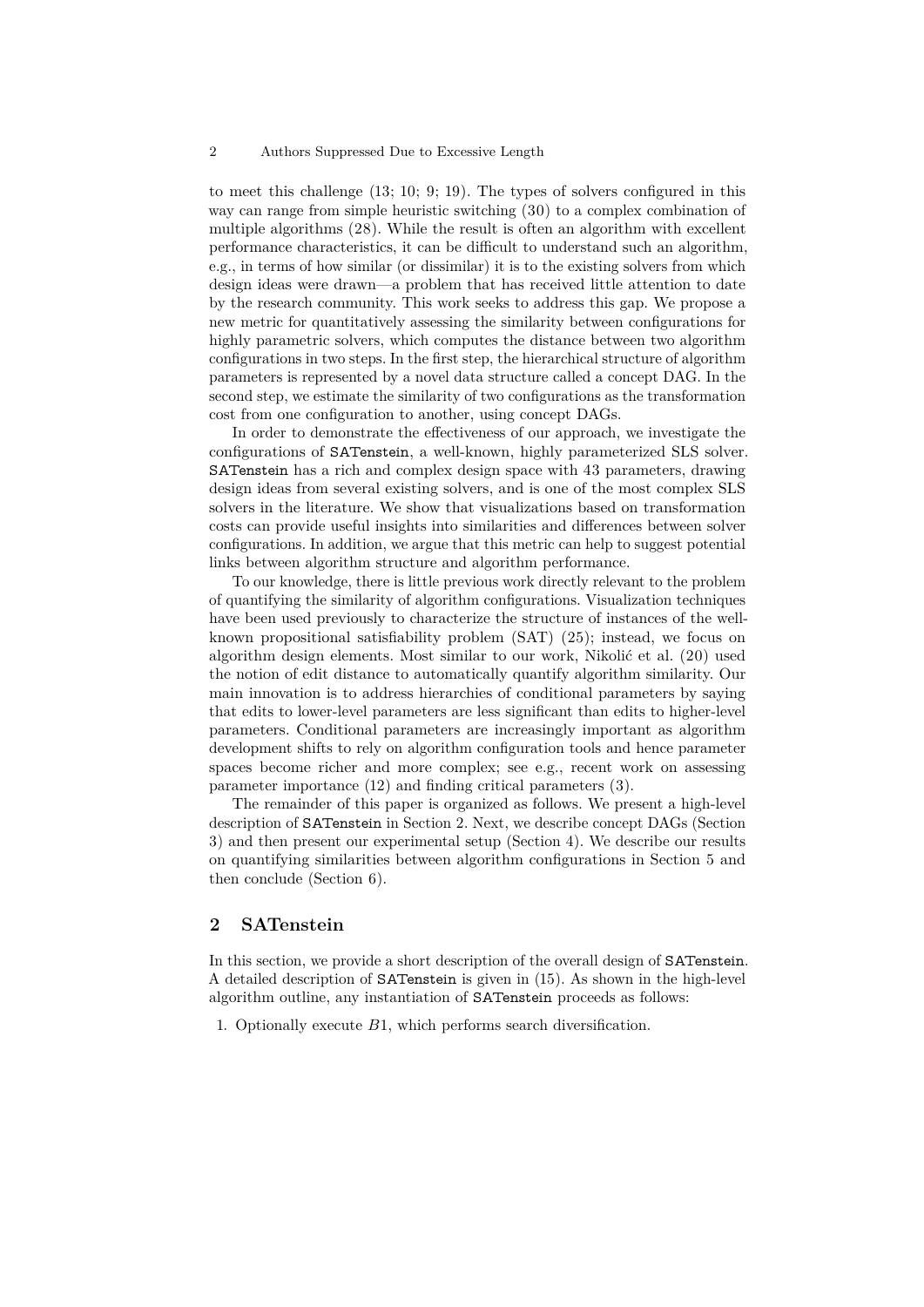to meet this challenge (13; 10; 9; 19). The types of solvers configured in this way can range from simple heuristic switching (30) to a complex combination of multiple algorithms (28). While the result is often an algorithm with excellent performance characteristics, it can be difficult to understand such an algorithm, e.g., in terms of how similar (or dissimilar) it is to the existing solvers from which design ideas were drawn—a problem that has received little attention to date by the research community. This work seeks to address this gap. We propose a new metric for quantitatively assessing the similarity between configurations for highly parametric solvers, which computes the distance between two algorithm configurations in two steps. In the first step, the hierarchical structure of algorithm parameters is represented by a novel data structure called a concept DAG. In the second step, we estimate the similarity of two configurations as the transformation cost from one configuration to another, using concept DAGs.

In order to demonstrate the effectiveness of our approach, we investigate the configurations of `SATenstein`, a well-known, highly parameterized SLS solver. `SATenstein` has a rich and complex design space with 43 parameters, drawing design ideas from several existing solvers, and is one of the most complex SLS solvers in the literature. We show that visualizations based on transformation costs can provide useful insights into similarities and differences between solver configurations. In addition, we argue that this metric can help to suggest potential links between algorithm structure and algorithm performance.

To our knowledge, there is little previous work directly relevant to the problem of quantifying the similarity of algorithm configurations. Visualization techniques have been used previously to characterize the structure of instances of the well-known propositional satisfiability problem (SAT) (25); instead, we focus on algorithm design elements. Most similar to our work, Nikolić et al. (20) used the notion of edit distance to automatically quantify algorithm similarity. Our main innovation is to address hierarchies of conditional parameters by saying that edits to lower-level parameters are less significant than edits to higher-level parameters. Conditional parameters are increasingly important as algorithm development shifts to rely on algorithm configuration tools and hence parameter spaces become richer and more complex; see e.g., recent work on assessing parameter importance (12) and finding critical parameters (3).

The remainder of this paper is organized as follows. We present a high-level description of `SATenstein` in Section 2. Next, we describe concept DAGs (Section 3) and then present our experimental setup (Section 4). We describe our results on quantifying similarities between algorithm configurations in Section 5 and then conclude (Section 6).

## 2 SATenstein

In this section, we provide a short description of the overall design of `SATenstein`. A detailed description of `SATenstein` is given in (15). As shown in the high-level algorithm outline, any instantiation of `SATenstein` proceeds as follows:

1. Optionally execute $B1$, which performs search diversification.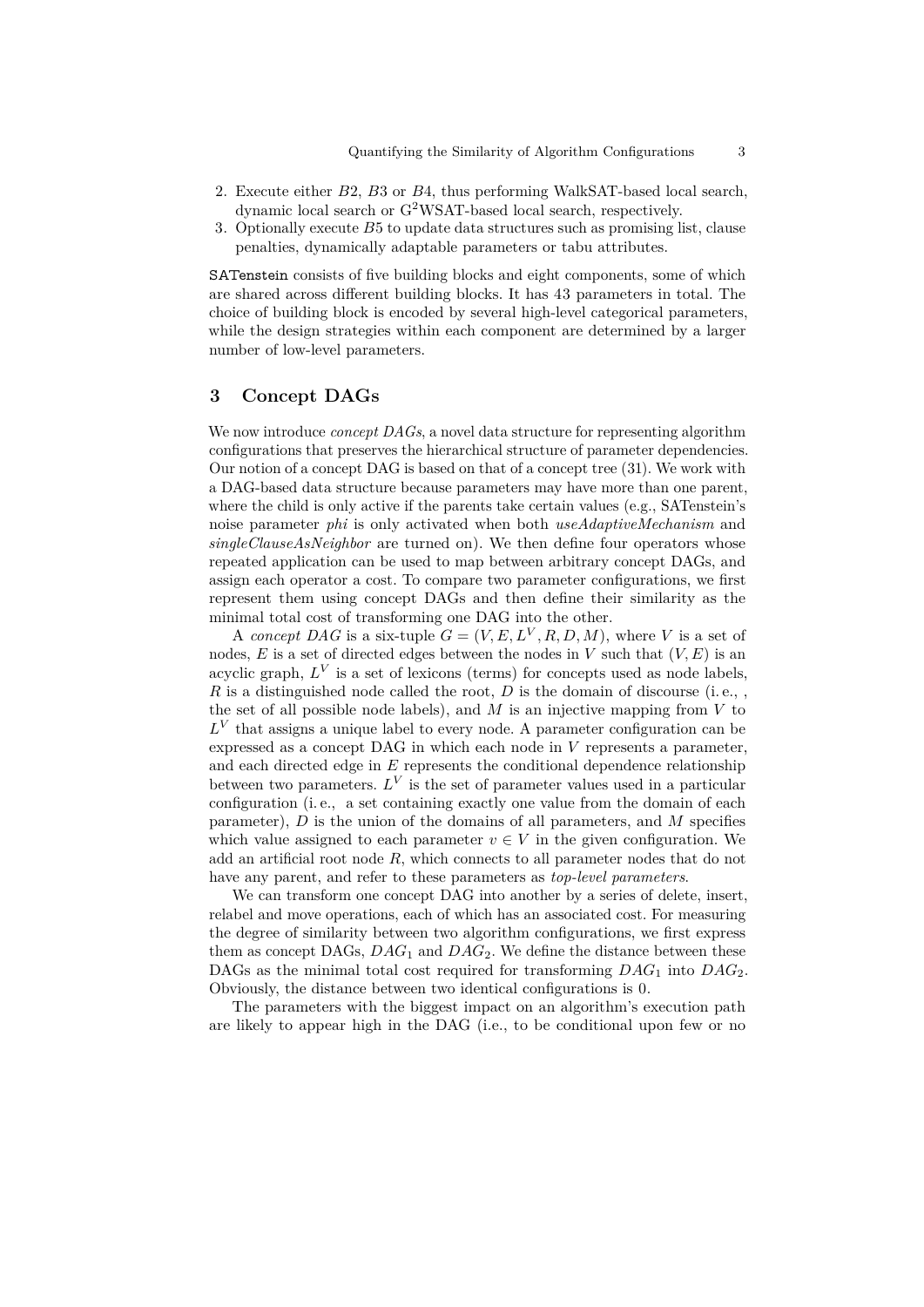2. Execute either $B2$, $B3$ or $B4$, thus performing WalkSAT-based local search, dynamic local search or $G^2$WSAT-based local search, respectively.
3. Optionally execute $B5$ to update data structures such as promising list, clause penalties, dynamically adaptable parameters or tabu attributes.

`SATenstein` consists of five building blocks and eight components, some of which are shared across different building blocks. It has 43 parameters in total. The choice of building block is encoded by several high-level categorical parameters, while the design strategies within each component are determined by a larger number of low-level parameters.

## 3 Concept DAGs

We now introduce *concept DAGs*, a novel data structure for representing algorithm configurations that preserves the hierarchical structure of parameter dependencies. Our notion of a concept DAG is based on that of a concept tree (31). We work with a DAG-based data structure because parameters may have more than one parent, where the child is only active if the parents take certain values (e.g., SATenstein's noise parameter *phi* is only activated when both *useAdaptiveMechanism* and *singleClauseAsNeighbor* are turned on). We then define four operators whose repeated application can be used to map between arbitrary concept DAGs, and assign each operator a cost. To compare two parameter configurations, we first represent them using concept DAGs and then define their similarity as the minimal total cost of transforming one DAG into the other.

A *concept DAG* is a six-tuple $G = (V, E, L^V, R, D, M)$, where $V$ is a set of nodes, $E$ is a set of directed edges between the nodes in $V$ such that $(V, E)$ is an acyclic graph, $L^V$ is a set of lexicons (terms) for concepts used as node labels, $R$ is a distinguished node called the root, $D$ is the domain of discourse (i. e., , the set of all possible node labels), and $M$ is an injective mapping from $V$ to $L^V$ that assigns a unique label to every node. A parameter configuration can be expressed as a concept DAG in which each node in $V$ represents a parameter, and each directed edge in $E$ represents the conditional dependence relationship between two parameters. $L^V$ is the set of parameter values used in a particular configuration (i. e., a set containing exactly one value from the domain of each parameter), $D$ is the union of the domains of all parameters, and $M$ specifies which value assigned to each parameter $v \in V$ in the given configuration. We add an artificial root node $R$, which connects to all parameter nodes that do not have any parent, and refer to these parameters as *top-level parameters*.

We can transform one concept DAG into another by a series of delete, insert, relabel and move operations, each of which has an associated cost. For measuring the degree of similarity between two algorithm configurations, we first express them as concept DAGs, $DAG_1$ and $DAG_2$. We define the distance between these DAGs as the minimal total cost required for transforming $DAG_1$ into $DAG_2$. Obviously, the distance between two identical configurations is 0.

The parameters with the biggest impact on an algorithm's execution path are likely to appear high in the DAG (i.e., to be conditional upon few or no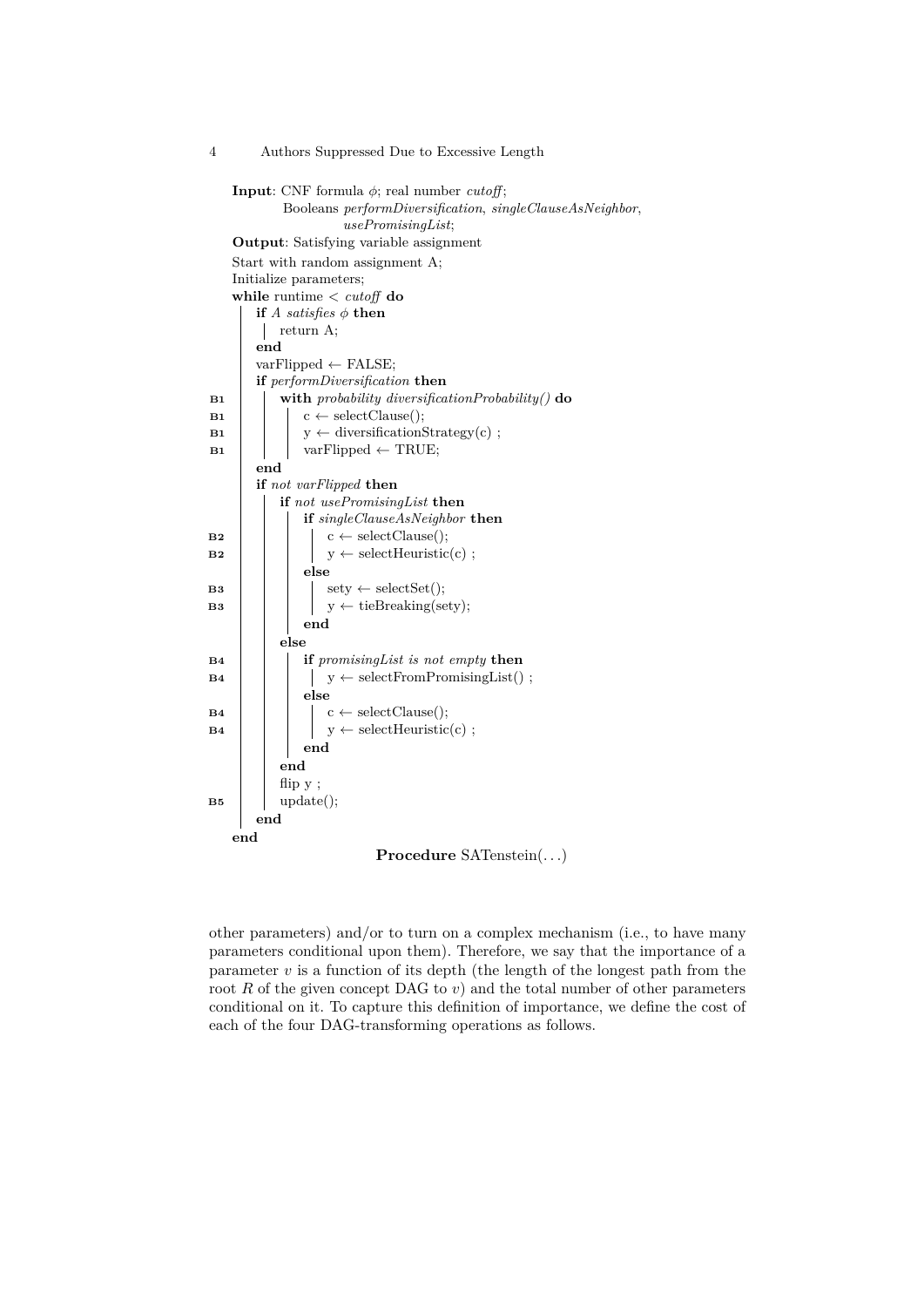```
    Input: CNF formula φ; real number cutoff;
           Booleans performDiversification, singleClauseAsNeighbor,
                    usePromisingList;
    Output: Satisfying variable assignment
    Start with random assignment A;
    Initialize parameters;
    while runtime < cutoff do
        if A satisfies φ then
            return A;
        end
        varFlipped ← FALSE;
        if performDiversification then
B1          with probability diversificationProbability() do
B1              c ← selectClause();
B1              y ← diversificationStrategy(c) ;
B1              varFlipped ← TRUE;
        end
        if not varFlipped then
            if not usePromisingList then
                if singleClauseAsNeighbor then
B2                  c ← selectClause();
B2                  y ← selectHeuristic(c) ;
                else
B3                  sety ← selectSet();
B3                  y ← tieBreaking(sety);
                end
            else
B4              if promisingList is not empty then
B4                  y ← selectFromPromisingList() ;
                else
B4                  c ← selectClause();
B4                  y ← selectHeuristic(c) ;
                end
            end
            flip y ;
B5          update();
        end
    end
```

**Procedure** SATenstein(...)

other parameters) and/or to turn on a complex mechanism (i.e., to have many parameters conditional upon them). Therefore, we say that the importance of a parameter $v$ is a function of its depth (the length of the longest path from the root $R$ of the given concept DAG to $v$) and the total number of other parameters conditional on it. To capture this definition of importance, we define the cost of each of the four DAG-transforming operations as follows.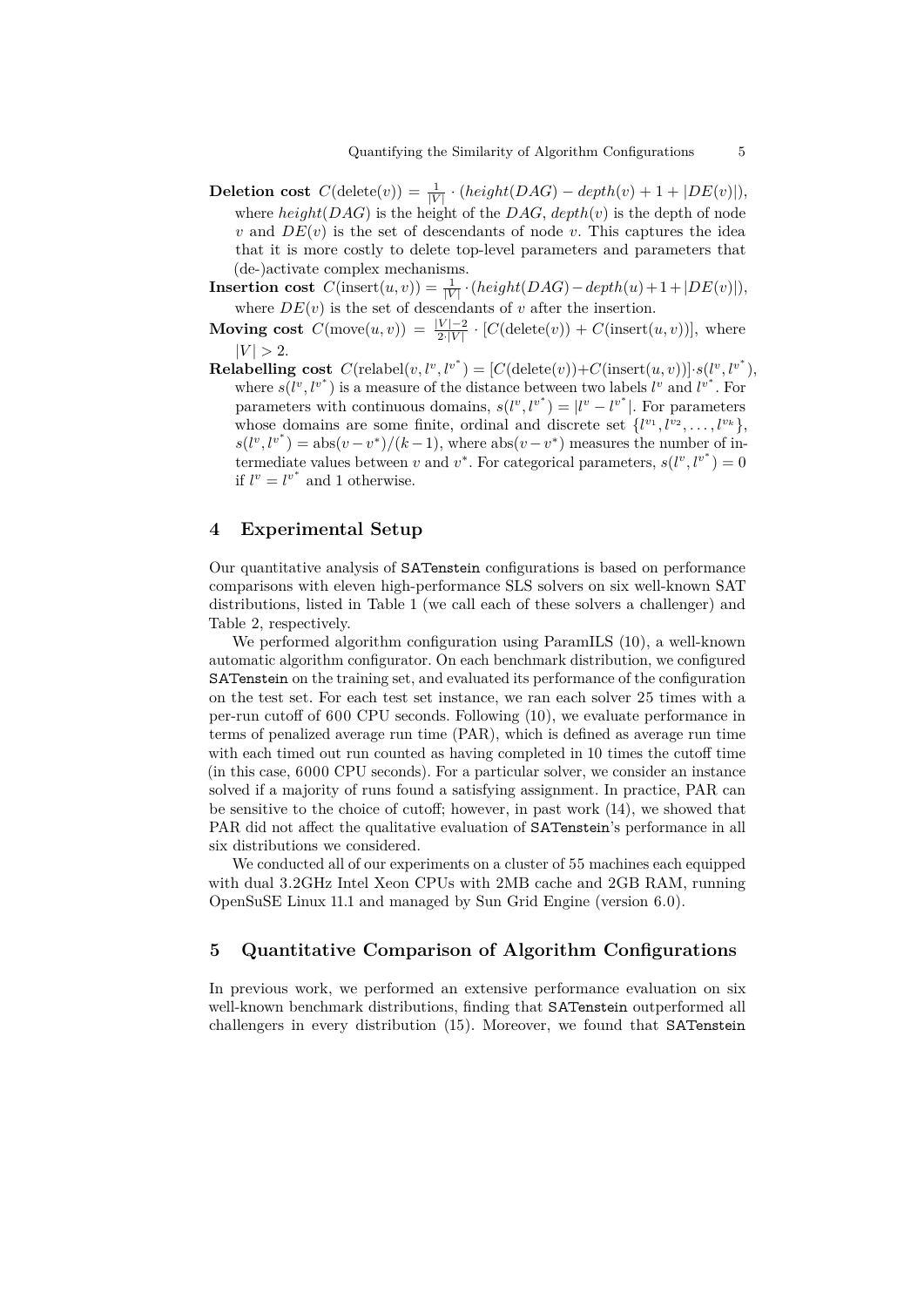**Deletion cost** $C(\text{delete}(v)) = \frac{1}{|V|} \cdot (height(DAG) - depth(v) + 1 + |DE(v)|)$, where $height(DAG)$ is the height of the $DAG$, $depth(v)$ is the depth of node $v$ and $DE(v)$ is the set of descendants of node $v$. This captures the idea that it is more costly to delete top-level parameters and parameters that (de-)activate complex mechanisms.

**Insertion cost** $C(\text{insert}(u,v)) = \frac{1}{|V|} \cdot (height(DAG) - depth(u) + 1 + |DE(v)|)$, where $DE(v)$ is the set of descendants of $v$ after the insertion.

**Moving cost** $C(\text{move}(u,v)) = \frac{|V|-2}{2 \cdot |V|} \cdot [C(\text{delete}(v)) + C(\text{insert}(u,v))]$, where $|V| > 2$.

**Relabelling cost** $C(\text{relabel}(v, l^v, l^{v^*}) = [C(\text{delete}(v)) + C(\text{insert}(u,v))] \cdot s(l^v, l^{v^*})$, where $s(l^v, l^{v^*})$ is a measure of the distance between two labels $l^v$ and $l^{v^*}$. For parameters with continuous domains, $s(l^v, l^{v^*}) = |l^v - l^{v^*}|$. For parameters whose domains are some finite, ordinal and discrete set $\{l^{v_1}, l^{v_2}, \ldots, l^{v_k}\}$, $s(l^v, l^{v^*}) = \text{abs}(v - v^*)/(k-1)$, where $\text{abs}(v - v^*)$ measures the number of intermediate values between $v$ and $v^*$. For categorical parameters, $s(l^v, l^{v^*}) = 0$ if $l^v = l^{v^*}$ and 1 otherwise.

## 4 Experimental Setup

Our quantitative analysis of SATenstein configurations is based on performance comparisons with eleven high-performance SLS solvers on six well-known SAT distributions, listed in Table 1 (we call each of these solvers a challenger) and Table 2, respectively.

We performed algorithm configuration using ParamILS (10), a well-known automatic algorithm configurator. On each benchmark distribution, we configured SATenstein on the training set, and evaluated its performance of the configuration on the test set. For each test set instance, we ran each solver 25 times with a per-run cutoff of 600 CPU seconds. Following (10), we evaluate performance in terms of penalized average run time (PAR), which is defined as average run time with each timed out run counted as having completed in 10 times the cutoff time (in this case, 6000 CPU seconds). For a particular solver, we consider an instance solved if a majority of runs found a satisfying assignment. In practice, PAR can be sensitive to the choice of cutoff; however, in past work (14), we showed that PAR did not affect the qualitative evaluation of SATenstein's performance in all six distributions we considered.

We conducted all of our experiments on a cluster of 55 machines each equipped with dual 3.2GHz Intel Xeon CPUs with 2MB cache and 2GB RAM, running OpenSuSE Linux 11.1 and managed by Sun Grid Engine (version 6.0).

## 5 Quantitative Comparison of Algorithm Configurations

In previous work, we performed an extensive performance evaluation on six well-known benchmark distributions, finding that SATenstein outperformed all challengers in every distribution (15). Moreover, we found that SATenstein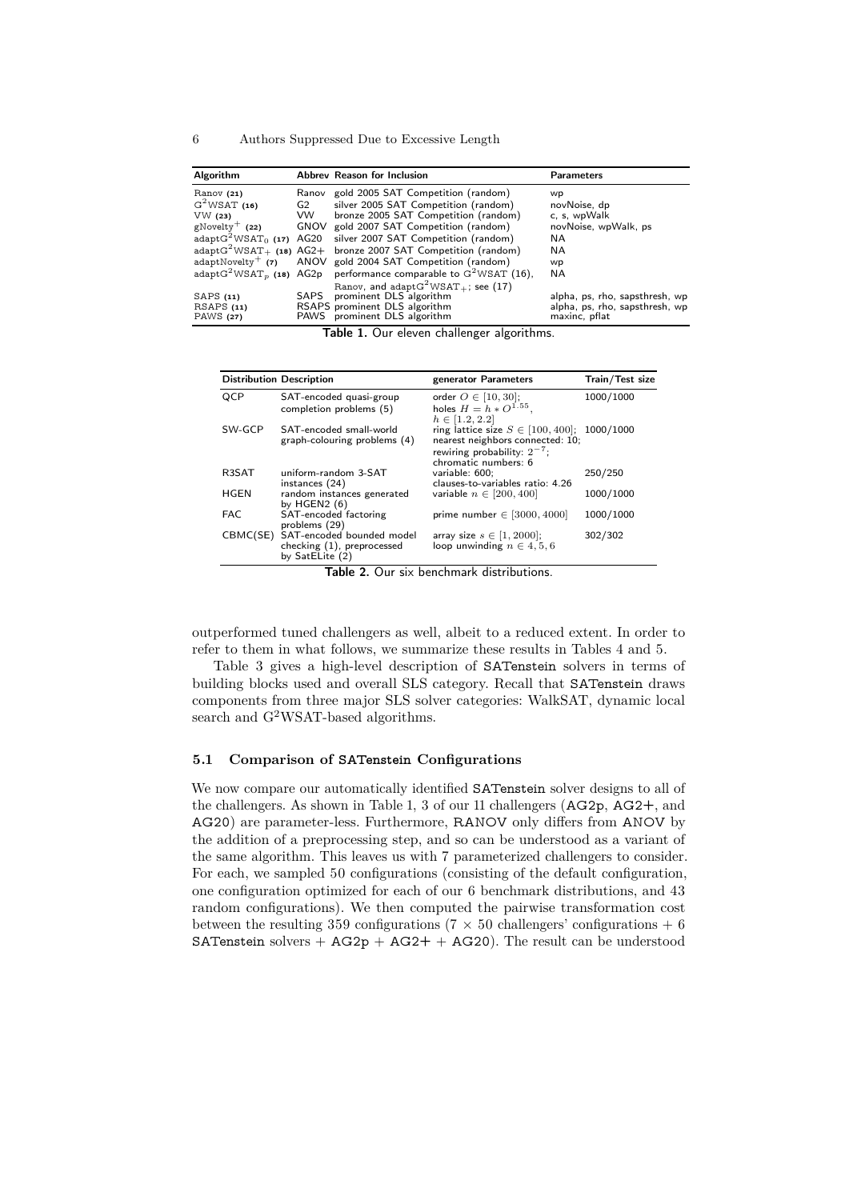| Algorithm | Abbrev | Reason for Inclusion | Parameters |
|---|---|---|---|
| Ranov (21) | Ranov | gold 2005 SAT Competition (random) | wp |
| $G^2$WSAT (16) | G2 | silver 2005 SAT Competition (random) | novNoise, dp |
| VW (23) | VW | bronze 2005 SAT Competition (random) | c, s, wpWalk |
| gNovelty$^+$ (22) | GNOV | gold 2007 SAT Competition (random) | novNoise, wpWalk, ps |
| adapt$G^2$WSAT$_0$ (17) | AG20 | silver 2007 SAT Competition (random) | NA |
| adapt$G^2$WSAT$_+$ (18) | AG2+ | bronze 2007 SAT Competition (random) | NA |
| adaptNovelty$^+$ (7) | ANOV | gold 2004 SAT Competition (random) | wp |
| adapt$G^2$WSAT$_p$ (18) | AG2p | performance comparable to $G^2$WSAT (16), Ranov, and adapt$G^2$WSAT$_+$; see (17) | NA |
| SAPS (11) | SAPS | prominent DLS algorithm | alpha, ps, rho, sapsthresh, wp |
| RSAPS (11) | RSAPS | prominent DLS algorithm | alpha, ps, rho, sapsthresh, wp |
| PAWS (27) | PAWS | prominent DLS algorithm | maxinc, pflat |

**Table 1.** Our eleven challenger algorithms.

| Distribution | Description | generator Parameters | Train/Test size |
|---|---|---|---|
| QCP | SAT-encoded quasi-group completion problems (5) | order $O \in [10, 30]$; holes $H = h * O^{1.55}$, $h \in [1.2, 2.2]$ | 1000/1000 |
| SW-GCP | SAT-encoded small-world graph-colouring problems (4) | ring lattice size $S \in [100, 400]$; nearest neighbors connected: 10; rewiring probability: $2^{-7}$; chromatic numbers: 6 | 1000/1000 |
| R3SAT | uniform-random 3-SAT instances (24) | variable: 600; clauses-to-variables ratio: 4.26 | 250/250 |
| HGEN | random instances generated by HGEN2 (6) | variable $n \in [200, 400]$ | 1000/1000 |
| FAC | SAT-encoded factoring problems (29) | prime number $\in [3000, 4000]$ | 1000/1000 |
| CBMC(SE) | SAT-encoded bounded model checking (1), preprocessed by SatELite (2) | array size $s \in [1, 2000]$; loop unwinding $n \in 4, 5, 6$ | 302/302 |

**Table 2.** Our six benchmark distributions.

outperformed tuned challengers as well, albeit to a reduced extent. In order to refer to them in what follows, we summarize these results in Tables 4 and 5.

Table 3 gives a high-level description of SATenstein solvers in terms of building blocks used and overall SLS category. Recall that SATenstein draws components from three major SLS solver categories: WalkSAT, dynamic local search and $G^2$WSAT-based algorithms.

### 5.1 Comparison of SATenstein Configurations

We now compare our automatically identified SATenstein solver designs to all of the challengers. As shown in Table 1, 3 of our 11 challengers (AG2p, AG2+, and AG20) are parameter-less. Furthermore, RANOV only differs from ANOV by the addition of a preprocessing step, and so can be understood as a variant of the same algorithm. This leaves us with 7 parameterized challengers to consider. For each, we sampled 50 configurations (consisting of the default configuration, one configuration optimized for each of our 6 benchmark distributions, and 43 random configurations). We then computed the pairwise transformation cost between the resulting 359 configurations ($7 \times 50$ challengers' configurations + 6 SATenstein solvers + AG2p + AG2+ + AG20). The result can be understood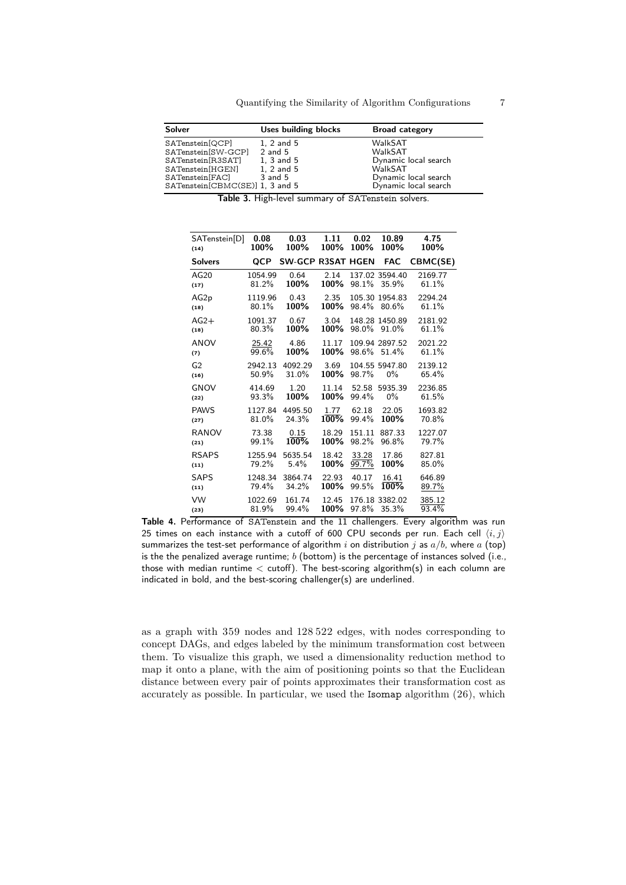| Solver | Uses building blocks | Broad category |
|---|---|---|
| SATenstein[QCP] | 1, 2 and 5 | WalkSAT |
| SATenstein[SW-GCP] | 2 and 5 | WalkSAT |
| SATenstein[R3SAT] | 1, 3 and 5 | Dynamic local search |
| SATenstein[HGEN] | 1, 2 and 5 | WalkSAT |
| SATenstein[FAC] | 3 and 5 | Dynamic local search |
| SATenstein[CBMC(SE)] | 1, 3 and 5 | Dynamic local search |

**Table 3.** High-level summary of SATenstein solvers.

| Solvers | QCP | SW-GCP | R3SAT | HGEN | FAC | CBMC(SE) |
|---|---|---|---|---|---|---|
| SATenstein[D] (14) | **0.08** / **100%** | **0.03** / **100%** | **1.11** / **100%** | **0.02** / **100%** | **10.89** / **100%** | **4.75** / **100%** |
| AG20 (17) | 1054.99 / 81.2% | 0.64 / **100%** | 2.14 / **100%** | 137.02 / 98.1% | 3594.40 / 35.9% | 2169.77 / 61.1% |
| AG2p (18) | 1119.96 / 80.1% | 0.43 / **100%** | 2.35 / **100%** | 105.30 / 98.4% | 1954.83 / 80.6% | 2294.24 / 61.1% |
| AG2+ (18) | 1091.37 / 80.3% | 0.67 / **100%** | 3.04 / **100%** | 148.28 / 98.0% | 1450.89 / 91.0% | 2181.92 / 61.1% |
| ANOV (7) | <u>25.42</u> / <u>99.6%</u> | 4.86 / **100%** | 11.17 / **100%** | 109.94 / 98.6% | 2897.52 / 51.4% | 2021.22 / 61.1% |
| G2 (16) | 2942.13 / 50.9% | 4092.29 / 31.0% | 3.69 / **100%** | 104.55 / 98.7% | 5947.80 / 0% | 2139.12 / 65.4% |
| GNOV (22) | 414.69 / 93.3% | 1.20 / **100%** | 11.14 / **100%** | 52.58 / 99.4% | 5935.39 / 0% | 2236.85 / 61.5% |
| PAWS (27) | 1127.84 / 81.0% | 4495.50 / 24.3% | <u>1.77</u> / <u>**100%**</u> | 62.18 / 99.4% | 22.05 / **100%** | 1693.82 / 70.8% |
| RANOV (21) | 73.38 / 99.1% | <u>0.15</u> / <u>**100%**</u> | 18.29 / **100%** | 151.11 / 98.2% | 887.33 / 96.8% | 1227.07 / 79.7% |
| RSAPS (11) | 1255.94 / 79.2% | 5635.54 / 5.4% | 18.42 / **100%** | <u>33.28</u> / <u>99.7%</u> | 17.86 / **100%** | 827.81 / 85.0% |
| SAPS (11) | 1248.34 / 79.4% | 3864.74 / 34.2% | 22.93 / **100%** | 40.17 / 99.5% | <u>16.41</u> / <u>**100%**</u> | 646.89 / <u>89.7%</u> |
| VW (23) | 1022.69 / 81.9% | 161.74 / 99.4% | 12.45 / **100%** | 176.18 / 97.8% | 3382.02 / 35.3% | <u>385.12</u> / <u>93.4%</u> |

**Table 4.** Performance of SATenstein and the 11 challengers. Every algorithm was run 25 times on each instance with a cutoff of 600 CPU seconds per run. Each cell $\langle i, j \rangle$ summarizes the test-set performance of algorithm $i$ on distribution $j$ as $a/b$, where $a$ (top) is the the penalized average runtime; $b$ (bottom) is the percentage of instances solved (i.e., those with median runtime < cutoff). The best-scoring algorithm(s) in each column are indicated in bold, and the best-scoring challenger(s) are underlined.

as a graph with 359 nodes and 128 522 edges, with nodes corresponding to concept DAGs, and edges labeled by the minimum transformation cost between them. To visualize this graph, we used a dimensionality reduction method to map it onto a plane, with the aim of positioning points so that the Euclidean distance between every pair of points approximates their transformation cost as accurately as possible. In particular, we used the Isomap algorithm (26), which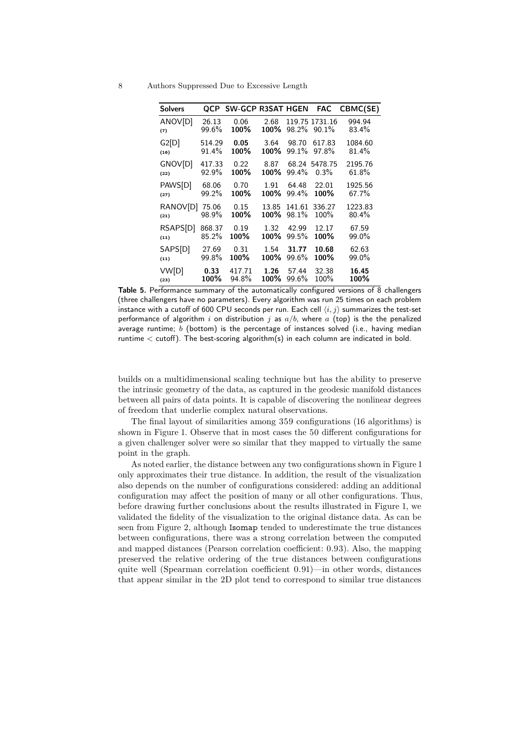| Solvers | QCP | SW-GCP | R3SAT | HGEN | FAC | CBMC(SE) |
|---|---|---|---|---|---|---|
| ANOV[D] (7) | 26.13 99.6% | 0.06 **100%** | 2.68 **100%** | 119.75 98.2% | 1731.16 90.1% | 994.94 83.4% |
| G2[D] (16) | 514.29 91.4% | **0.05** **100%** | 3.64 **100%** | 98.70 99.1% | 617.83 97.8% | 1084.60 81.4% |
| GNOV[D] (22) | 417.33 92.9% | 0.22 **100%** | 8.87 **100%** | 68.24 99.4% | 5478.75 0.3% | 2195.76 61.8% |
| PAWS[D] (27) | 68.06 99.2% | 0.70 **100%** | 1.91 **100%** | 64.48 99.4% | 22.01 **100%** | 1925.56 67.7% |
| RANOV[D] (21) | 75.06 98.9% | 0.15 **100%** | 13.85 **100%** | 141.61 98.1% | 336.27 100% | 1223.83 80.4% |
| RSAPS[D] (11) | 868.37 85.2% | 0.19 **100%** | 1.32 **100%** | 42.99 99.5% | 12.17 **100%** | 67.59 99.0% |
| SAPS[D] (11) | 27.69 99.8% | 0.31 **100%** | 1.54 **100%** | **31.77** 99.6% | **10.68** **100%** | 62.63 99.0% |
| VW[D] (23) | **0.33** **100%** | 417.71 94.8% | **1.26** **100%** | 57.44 99.6% | 32.38 100% | **16.45** **100%** |

**Table 5.** Performance summary of the automatically configured versions of 8 challengers (three challengers have no parameters). Every algorithm was run 25 times on each problem instance with a cutoff of 600 CPU seconds per run. Each cell $\langle i, j \rangle$ summarizes the test-set performance of algorithm $i$ on distribution $j$ as $a/b$, where $a$ (top) is the the penalized average runtime; $b$ (bottom) is the percentage of instances solved (i.e., having median runtime $<$ cutoff). The best-scoring algorithm(s) in each column are indicated in bold.

builds on a multidimensional scaling technique but has the ability to preserve the intrinsic geometry of the data, as captured in the geodesic manifold distances between all pairs of data points. It is capable of discovering the nonlinear degrees of freedom that underlie complex natural observations.

The final layout of similarities among 359 configurations (16 algorithms) is shown in Figure 1. Observe that in most cases the 50 different configurations for a given challenger solver were so similar that they mapped to virtually the same point in the graph.

As noted earlier, the distance between any two configurations shown in Figure 1 only approximates their true distance. In addition, the result of the visualization also depends on the number of configurations considered: adding an additional configuration may affect the position of many or all other configurations. Thus, before drawing further conclusions about the results illustrated in Figure 1, we validated the fidelity of the visualization to the original distance data. As can be seen from Figure 2, although Isomap tended to underestimate the true distances between configurations, there was a strong correlation between the computed and mapped distances (Pearson correlation coefficient: 0.93). Also, the mapping preserved the relative ordering of the true distances between configurations quite well (Spearman correlation coefficient 0.91)—in other words, distances that appear similar in the 2D plot tend to correspond to similar true distances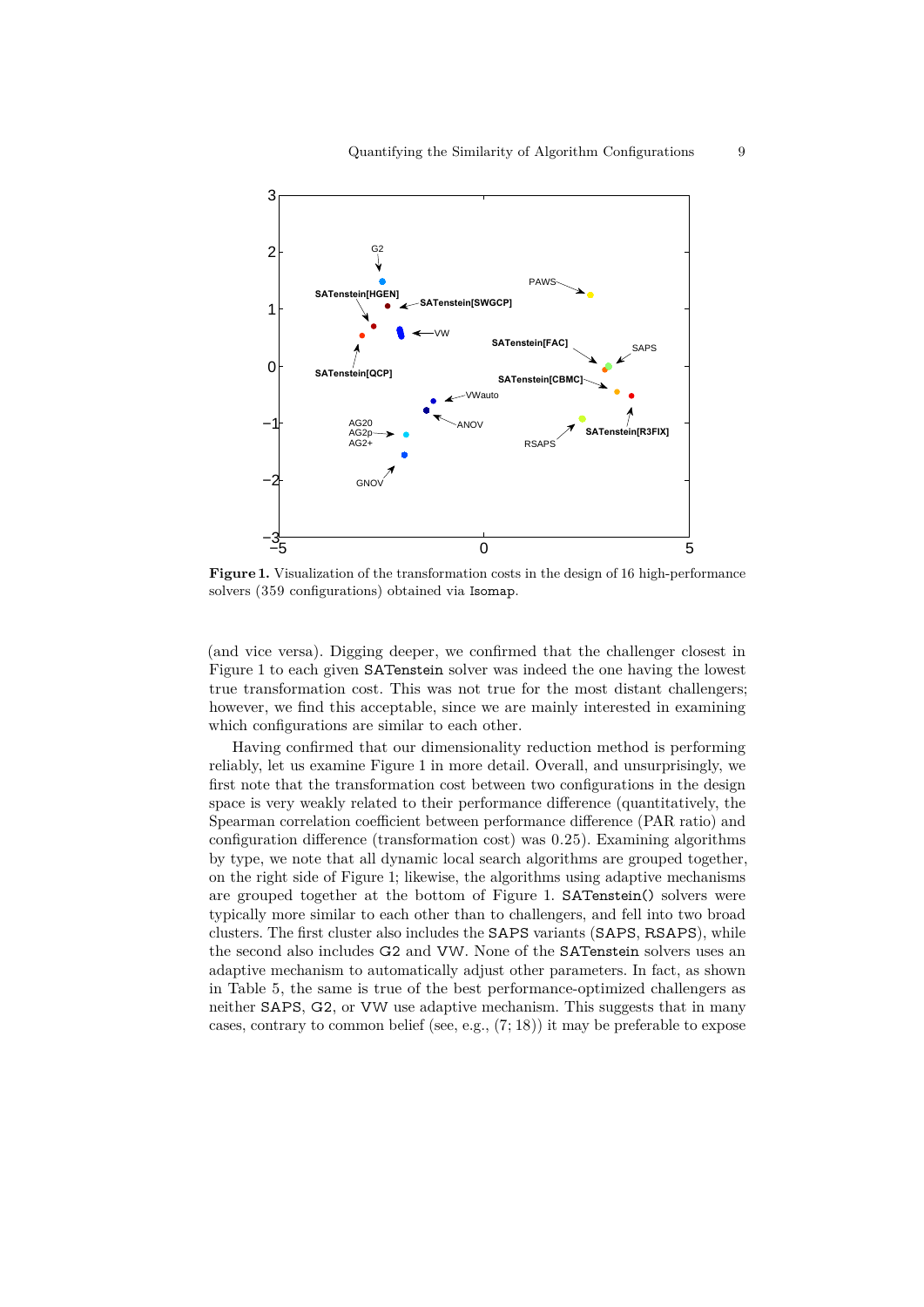**Figure 1.** Visualization of the transformation costs in the design of 16 high-performance solvers (359 configurations) obtained via Isomap.

(and vice versa). Digging deeper, we confirmed that the challenger closest in Figure 1 to each given SATenstein solver was indeed the one having the lowest true transformation cost. This was not true for the most distant challengers; however, we find this acceptable, since we are mainly interested in examining which configurations are similar to each other.

Having confirmed that our dimensionality reduction method is performing reliably, let us examine Figure 1 in more detail. Overall, and unsurprisingly, we first note that the transformation cost between two configurations in the design space is very weakly related to their performance difference (quantitatively, the Spearman correlation coefficient between performance difference (PAR ratio) and configuration difference (transformation cost) was 0.25). Examining algorithms by type, we note that all dynamic local search algorithms are grouped together, on the right side of Figure 1; likewise, the algorithms using adaptive mechanisms are grouped together at the bottom of Figure 1. SATenstein() solvers were typically more similar to each other than to challengers, and fell into two broad clusters. The first cluster also includes the SAPS variants (SAPS, RSAPS), while the second also includes G2 and VW. None of the SATenstein solvers uses an adaptive mechanism to automatically adjust other parameters. In fact, as shown in Table 5, the same is true of the best performance-optimized challengers as neither SAPS, G2, or VW use adaptive mechanism. This suggests that in many cases, contrary to common belief (see, e.g., (7; 18)) it may be preferable to expose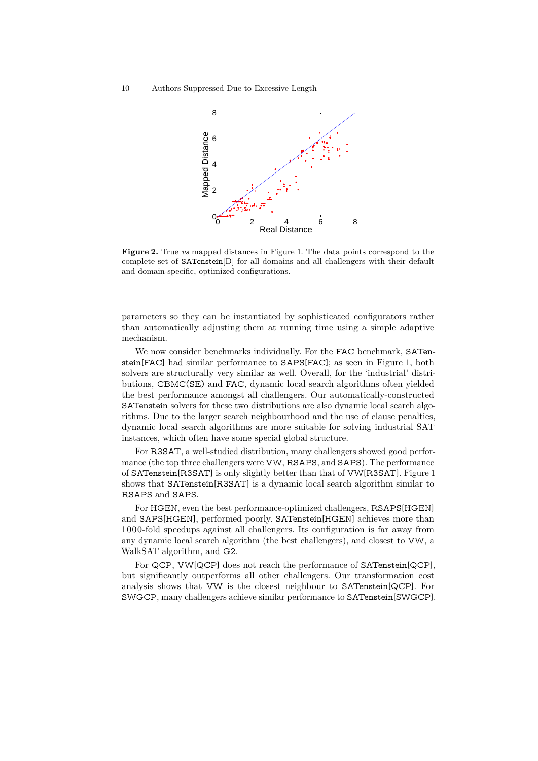**Figure 2.** True *vs* mapped distances in Figure 1. The data points correspond to the complete set of SATenstein[D] for all domains and all challengers with their default and domain-specific, optimized configurations.

parameters so they can be instantiated by sophisticated configurators rather than automatically adjusting them at running time using a simple adaptive mechanism.

We now consider benchmarks individually. For the FAC benchmark, SATenstein[FAC] had similar performance to SAPS[FAC]; as seen in Figure 1, both solvers are structurally very similar as well. Overall, for the 'industrial' distributions, CBMC(SE) and FAC, dynamic local search algorithms often yielded the best performance amongst all challengers. Our automatically-constructed SATenstein solvers for these two distributions are also dynamic local search algorithms. Due to the larger search neighbourhood and the use of clause penalties, dynamic local search algorithms are more suitable for solving industrial SAT instances, which often have some special global structure.

For R3SAT, a well-studied distribution, many challengers showed good performance (the top three challengers were VW, RSAPS, and SAPS). The performance of SATenstein[R3SAT] is only slightly better than that of VW[R3SAT]. Figure 1 shows that SATenstein[R3SAT] is a dynamic local search algorithm similar to RSAPS and SAPS.

For HGEN, even the best performance-optimized challengers, RSAPS[HGEN] and SAPS[HGEN], performed poorly. SATenstein[HGEN] achieves more than 1 000-fold speedups against all challengers. Its configuration is far away from any dynamic local search algorithm (the best challengers), and closest to VW, a WalkSAT algorithm, and G2.

For QCP, VW[QCP] does not reach the performance of SATenstein[QCP], but significantly outperforms all other challengers. Our transformation cost analysis shows that VW is the closest neighbour to SATenstein[QCP]. For SWGCP, many challengers achieve similar performance to SATenstein[SWGCP].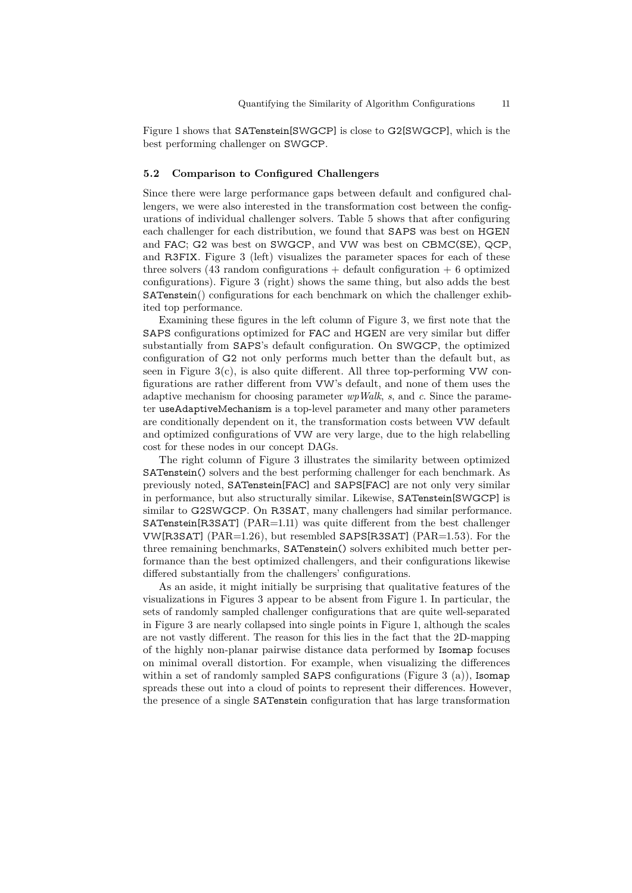Figure 1 shows that SATenstein[SWGCP] is close to G2[SWGCP], which is the best performing challenger on SWGCP.

### 5.2 Comparison to Configured Challengers

Since there were large performance gaps between default and configured challengers, we were also interested in the transformation cost between the configurations of individual challenger solvers. Table 5 shows that after configuring each challenger for each distribution, we found that SAPS was best on HGEN and FAC; G2 was best on SWGCP, and VW was best on CBMC(SE), QCP, and R3FIX. Figure 3 (left) visualizes the parameter spaces for each of these three solvers (43 random configurations + default configuration + 6 optimized configurations). Figure 3 (right) shows the same thing, but also adds the best SATenstein() configurations for each benchmark on which the challenger exhibited top performance.

Examining these figures in the left column of Figure 3, we first note that the SAPS configurations optimized for FAC and HGEN are very similar but differ substantially from SAPS's default configuration. On SWGCP, the optimized configuration of G2 not only performs much better than the default but, as seen in Figure 3(c), is also quite different. All three top-performing VW configurations are rather different from VW's default, and none of them uses the adaptive mechanism for choosing parameter *wpWalk*, *s*, and *c*. Since the parameter useAdaptiveMechanism is a top-level parameter and many other parameters are conditionally dependent on it, the transformation costs between VW default and optimized configurations of VW are very large, due to the high relabelling cost for these nodes in our concept DAGs.

The right column of Figure 3 illustrates the similarity between optimized SATenstein() solvers and the best performing challenger for each benchmark. As previously noted, SATenstein[FAC] and SAPS[FAC] are not only very similar in performance, but also structurally similar. Likewise, SATenstein[SWGCP] is similar to G2SWGCP. On R3SAT, many challengers had similar performance. SATenstein[R3SAT] (PAR=1.11) was quite different from the best challenger VW[R3SAT] (PAR=1.26), but resembled SAPS[R3SAT] (PAR=1.53). For the three remaining benchmarks, SATenstein() solvers exhibited much better performance than the best optimized challengers, and their configurations likewise differed substantially from the challengers' configurations.

As an aside, it might initially be surprising that qualitative features of the visualizations in Figures 3 appear to be absent from Figure 1. In particular, the sets of randomly sampled challenger configurations that are quite well-separated in Figure 3 are nearly collapsed into single points in Figure 1, although the scales are not vastly different. The reason for this lies in the fact that the 2D-mapping of the highly non-planar pairwise distance data performed by Isomap focuses on minimal overall distortion. For example, when visualizing the differences within a set of randomly sampled SAPS configurations (Figure 3 (a)), Isomap spreads these out into a cloud of points to represent their differences. However, the presence of a single SATenstein configuration that has large transformation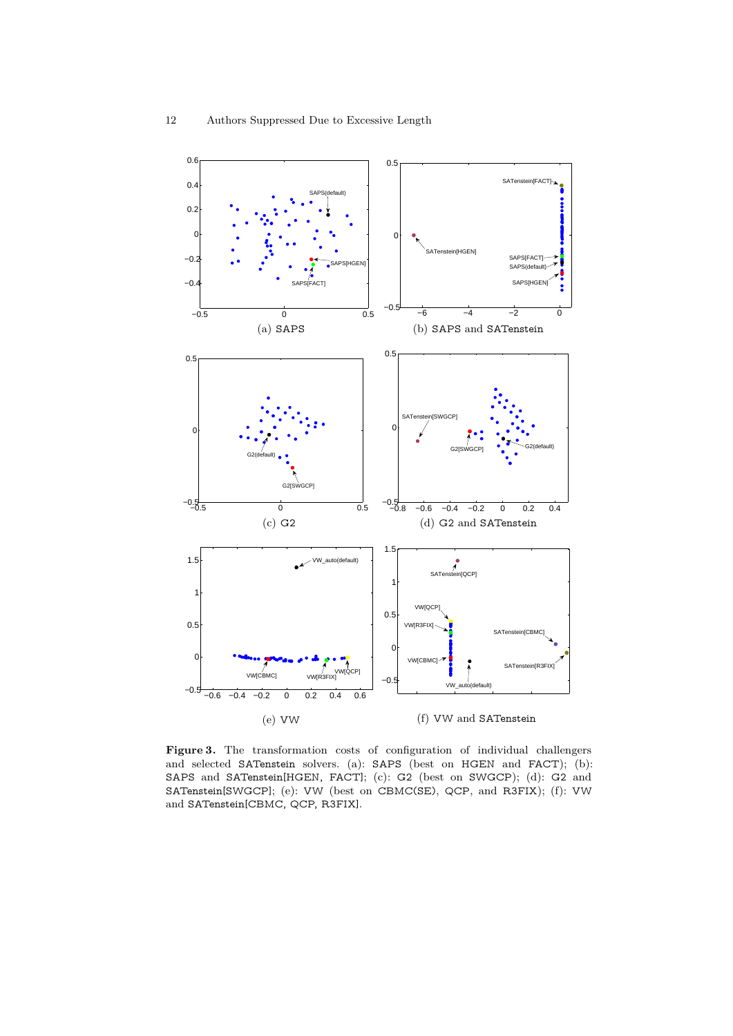(a) SAPS

(b) SAPS and SATenstein

(c) G2

(d) G2 and SATenstein

(e) VW

(f) VW and SATenstein

**Figure 3.** The transformation costs of configuration of individual challengers and selected SATenstein solvers. (a): SAPS (best on HGEN and FACT); (b): SAPS and SATenstein[HGEN, FACT]; (c): G2 (best on SWGCP); (d): G2 and SATenstein[SWGCP]; (e): VW (best on CBMC(SE), QCP, and R3FIX); (f): VW and SATenstein[CBMC, QCP, R3FIX].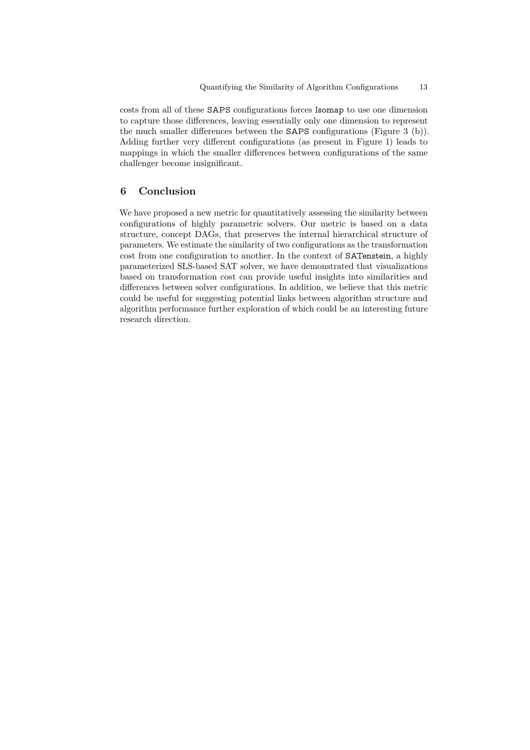costs from all of these SAPS configurations forces Isomap to use one dimension to capture those differences, leaving essentially only one dimension to represent the much smaller differences between the SAPS configurations (Figure 3 (b)). Adding further very different configurations (as present in Figure 1) leads to mappings in which the smaller differences between configurations of the same challenger become insignificant.

## 6 Conclusion

We have proposed a new metric for quantitatively assessing the similarity between configurations of highly parametric solvers. Our metric is based on a data structure, concept DAGs, that preserves the internal hierarchical structure of parameters. We estimate the similarity of two configurations as the transformation cost from one configuration to another. In the context of SATenstein, a highly parameterized SLS-based SAT solver, we have demonstrated that visualizations based on transformation cost can provide useful insights into similarities and differences between solver configurations. In addition, we believe that this metric could be useful for suggesting potential links between algorithm structure and algorithm performance further exploration of which could be an interesting future research direction.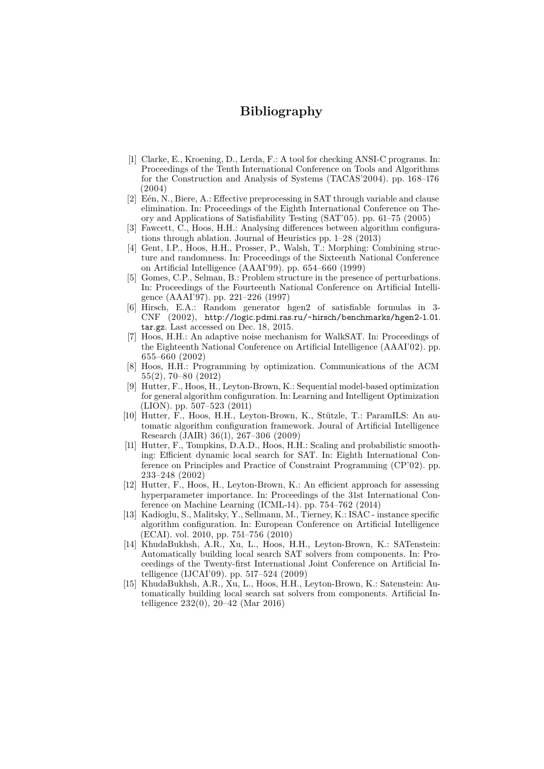# Bibliography

[1] Clarke, E., Kroening, D., Lerda, F.: A tool for checking ANSI-C programs. In: Proceedings of the Tenth International Conference on Tools and Algorithms for the Construction and Analysis of Systems (TACAS'2004). pp. 168–176 (2004)

[2] Eén, N., Biere, A.: Effective preprocessing in SAT through variable and clause elimination. In: Proceedings of the Eighth International Conference on Theory and Applications of Satisfiability Testing (SAT'05). pp. 61–75 (2005)

[3] Fawcett, C., Hoos, H.H.: Analysing differences between algorithm configurations through ablation. Journal of Heuristics pp. 1–28 (2013)

[4] Gent, I.P., Hoos, H.H., Prosser, P., Walsh, T.: Morphing: Combining structure and randomness. In: Proceedings of the Sixteenth National Conference on Artificial Intelligence (AAAI'99). pp. 654–660 (1999)

[5] Gomes, C.P., Selman, B.: Problem structure in the presence of perturbations. In: Proceedings of the Fourteenth National Conference on Artificial Intelligence (AAAI'97). pp. 221–226 (1997)

[6] Hirsch, E.A.: Random generator hgen2 of satisfiable formulas in 3-CNF (2002), `http://logic.pdmi.ras.ru/~hirsch/benchmarks/hgen2-1.01.tar.gz`. Last accessed on Dec. 18, 2015.

[7] Hoos, H.H.: An adaptive noise mechanism for WalkSAT. In: Proceedings of the Eighteenth National Conference on Artificial Intelligence (AAAI'02). pp. 655–660 (2002)

[8] Hoos, H.H.: Programming by optimization. Communications of the ACM 55(2), 70–80 (2012)

[9] Hutter, F., Hoos, H., Leyton-Brown, K.: Sequential model-based optimization for general algorithm configuration. In: Learning and Intelligent Optimization (LION). pp. 507–523 (2011)

[10] Hutter, F., Hoos, H.H., Leyton-Brown, K., Stützle, T.: ParamILS: An automatic algorithm configuration framework. Joural of Artificial Intelligence Research (JAIR) 36(1), 267–306 (2009)

[11] Hutter, F., Tompkins, D.A.D., Hoos, H.H.: Scaling and probabilistic smoothing: Efficient dynamic local search for SAT. In: Eighth International Conference on Principles and Practice of Constraint Programming (CP'02). pp. 233–248 (2002)

[12] Hutter, F., Hoos, H., Leyton-Brown, K.: An efficient approach for assessing hyperparameter importance. In: Proceedings of the 31st International Conference on Machine Learning (ICML-14). pp. 754–762 (2014)

[13] Kadioglu, S., Malitsky, Y., Sellmann, M., Tierney, K.: ISAC - instance specific algorithm configuration. In: European Conference on Artificial Intelligence (ECAI). vol. 2010, pp. 751–756 (2010)

[14] KhudaBukhsh, A.R., Xu, L., Hoos, H.H., Leyton-Brown, K.: SATenstein: Automatically building local search SAT solvers from components. In: Proceedings of the Twenty-first International Joint Conference on Artificial Intelligence (IJCAI'09). pp. 517–524 (2009)

[15] KhudaBukhsh, A.R., Xu, L., Hoos, H.H., Leyton-Brown, K.: Satenstein: Automatically building local search sat solvers from components. Artificial Intelligence 232(0), 20–42 (Mar 2016)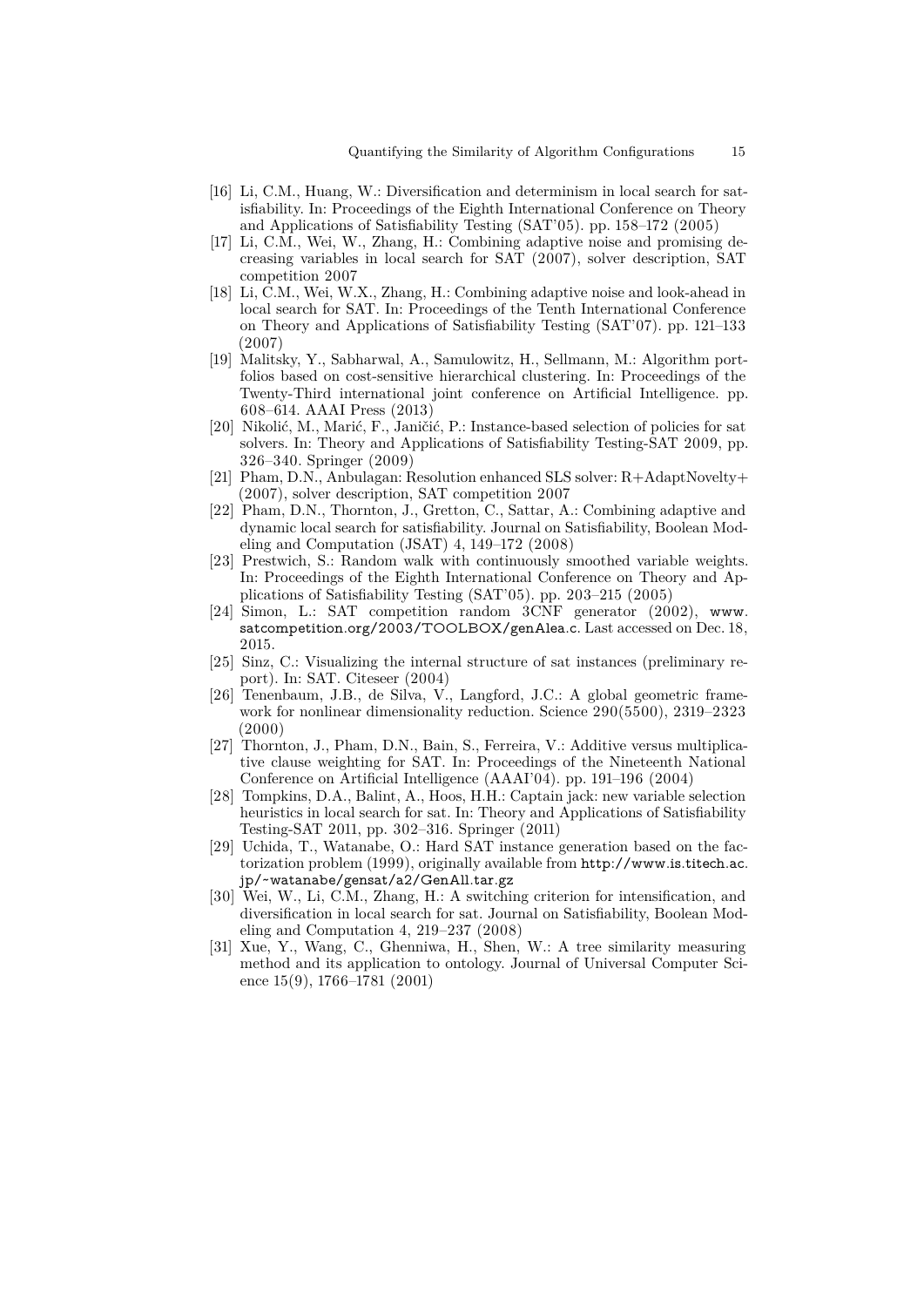[16] Li, C.M., Huang, W.: Diversification and determinism in local search for satisfiability. In: Proceedings of the Eighth International Conference on Theory and Applications of Satisfiability Testing (SAT'05). pp. 158–172 (2005)

[17] Li, C.M., Wei, W., Zhang, H.: Combining adaptive noise and promising decreasing variables in local search for SAT (2007), solver description, SAT competition 2007

[18] Li, C.M., Wei, W.X., Zhang, H.: Combining adaptive noise and look-ahead in local search for SAT. In: Proceedings of the Tenth International Conference on Theory and Applications of Satisfiability Testing (SAT'07). pp. 121–133 (2007)

[19] Malitsky, Y., Sabharwal, A., Samulowitz, H., Sellmann, M.: Algorithm portfolios based on cost-sensitive hierarchical clustering. In: Proceedings of the Twenty-Third international joint conference on Artificial Intelligence. pp. 608–614. AAAI Press (2013)

[20] Nikolić, M., Marić, F., Janičić, P.: Instance-based selection of policies for sat solvers. In: Theory and Applications of Satisfiability Testing-SAT 2009, pp. 326–340. Springer (2009)

[21] Pham, D.N., Anbulagan: Resolution enhanced SLS solver: R+AdaptNovelty+ (2007), solver description, SAT competition 2007

[22] Pham, D.N., Thornton, J., Gretton, C., Sattar, A.: Combining adaptive and dynamic local search for satisfiability. Journal on Satisfiability, Boolean Modeling and Computation (JSAT) 4, 149–172 (2008)

[23] Prestwich, S.: Random walk with continuously smoothed variable weights. In: Proceedings of the Eighth International Conference on Theory and Applications of Satisfiability Testing (SAT'05). pp. 203–215 (2005)

[24] Simon, L.: SAT competition random 3CNF generator (2002), www.satcompetition.org/2003/TOOLBOX/genAlea.c. Last accessed on Dec. 18, 2015.

[25] Sinz, C.: Visualizing the internal structure of sat instances (preliminary report). In: SAT. Citeseer (2004)

[26] Tenenbaum, J.B., de Silva, V., Langford, J.C.: A global geometric framework for nonlinear dimensionality reduction. Science 290(5500), 2319–2323 (2000)

[27] Thornton, J., Pham, D.N., Bain, S., Ferreira, V.: Additive versus multiplicative clause weighting for SAT. In: Proceedings of the Nineteenth National Conference on Artificial Intelligence (AAAI'04). pp. 191–196 (2004)

[28] Tompkins, D.A., Balint, A., Hoos, H.H.: Captain jack: new variable selection heuristics in local search for sat. In: Theory and Applications of Satisfiability Testing-SAT 2011, pp. 302–316. Springer (2011)

[29] Uchida, T., Watanabe, O.: Hard SAT instance generation based on the factorization problem (1999), originally available from http://www.is.titech.ac.jp/~watanabe/gensat/a2/GenAll.tar.gz

[30] Wei, W., Li, C.M., Zhang, H.: A switching criterion for intensification, and diversification in local search for sat. Journal on Satisfiability, Boolean Modeling and Computation 4, 219–237 (2008)

[31] Xue, Y., Wang, C., Ghenniwa, H., Shen, W.: A tree similarity measuring method and its application to ontology. Journal of Universal Computer Science 15(9), 1766–1781 (2001)